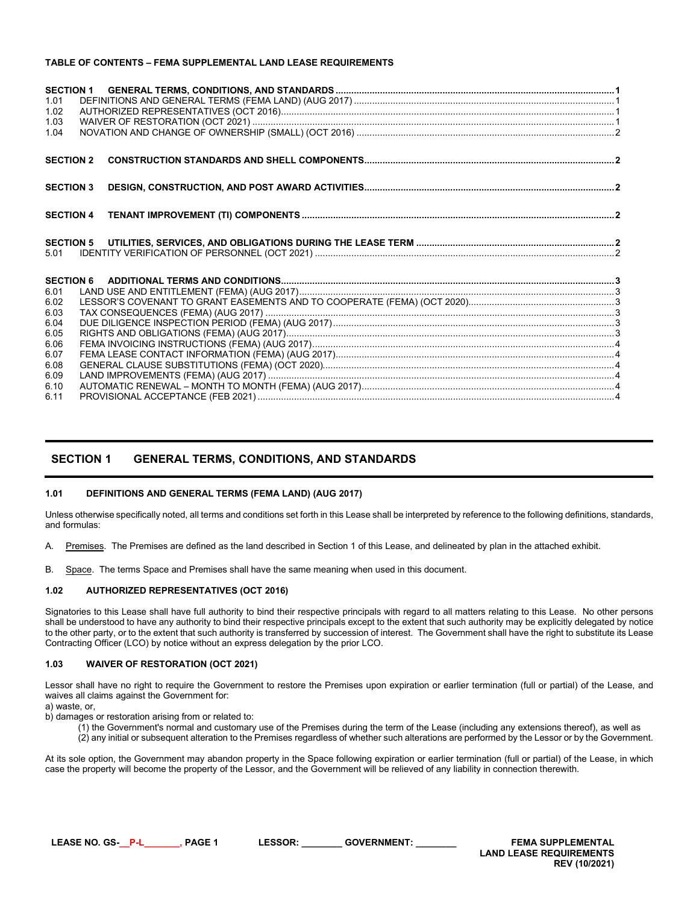**TABLE OF CONTENTS – FEMA SUPPLEMENTAL LAND LEASE REQUIREMENTS**

| | | |
|---|---|---|
| **SECTION 1** | **GENERAL TERMS, CONDITIONS, AND STANDARDS** | **1** |
| 1.01 | DEFINITIONS AND GENERAL TERMS (FEMA LAND) (AUG 2017) | 1 |
| 1.02 | AUTHORIZED REPRESENTATIVES (OCT 2016) | 1 |
| 1.03 | WAIVER OF RESTORATION (OCT 2021) | 1 |
| 1.04 | NOVATION AND CHANGE OF OWNERSHIP (SMALL) (OCT 2016) | 2 |
| **SECTION 2** | **CONSTRUCTION STANDARDS AND SHELL COMPONENTS** | **2** |
| **SECTION 3** | **DESIGN, CONSTRUCTION, AND POST AWARD ACTIVITIES** | **2** |
| **SECTION 4** | **TENANT IMPROVEMENT (TI) COMPONENTS** | **2** |
| **SECTION 5** | **UTILITIES, SERVICES, AND OBLIGATIONS DURING THE LEASE TERM** | **2** |
| 5.01 | IDENTITY VERIFICATION OF PERSONNEL (OCT 2021) | 2 |
| **SECTION 6** | **ADDITIONAL TERMS AND CONDITIONS** | **3** |
| 6.01 | LAND USE AND ENTITLEMENT (FEMA) (AUG 2017) | 3 |
| 6.02 | LESSOR'S COVENANT TO GRANT EASEMENTS AND TO COOPERATE (FEMA) (OCT 2020) | 3 |
| 6.03 | TAX CONSEQUENCES (FEMA) (AUG 2017) | 3 |
| 6.04 | DUE DILIGENCE INSPECTION PERIOD (FEMA) (AUG 2017) | 3 |
| 6.05 | RIGHTS AND OBLIGATIONS (FEMA) (AUG 2017) | 3 |
| 6.06 | FEMA INVOICING INSTRUCTIONS (FEMA) (AUG 2017) | 4 |
| 6.07 | FEMA LEASE CONTACT INFORMATION (FEMA) (AUG 2017) | 4 |
| 6.08 | GENERAL CLAUSE SUBSTITUTIONS (FEMA) (OCT 2020) | 4 |
| 6.09 | LAND IMPROVEMENTS (FEMA) (AUG 2017) | 4 |
| 6.10 | AUTOMATIC RENEWAL – MONTH TO MONTH (FEMA) (AUG 2017) | 4 |
| 6.11 | PROVISIONAL ACCEPTANCE (FEB 2021) | 4 |

## SECTION 1 GENERAL TERMS, CONDITIONS, AND STANDARDS

### 1.01 DEFINITIONS AND GENERAL TERMS (FEMA LAND) (AUG 2017)

Unless otherwise specifically noted, all terms and conditions set forth in this Lease shall be interpreted by reference to the following definitions, standards, and formulas:

A. Premises. The Premises are defined as the land described in Section 1 of this Lease, and delineated by plan in the attached exhibit.

B. Space. The terms Space and Premises shall have the same meaning when used in this document.

### 1.02 AUTHORIZED REPRESENTATIVES (OCT 2016)

Signatories to this Lease shall have full authority to bind their respective principals with regard to all matters relating to this Lease. No other persons shall be understood to have any authority to bind their respective principals except to the extent that such authority may be explicitly delegated by notice to the other party, or to the extent that such authority is transferred by succession of interest. The Government shall have the right to substitute its Lease Contracting Officer (LCO) by notice without an express delegation by the prior LCO.

### 1.03 WAIVER OF RESTORATION (OCT 2021)

Lessor shall have no right to require the Government to restore the Premises upon expiration or earlier termination (full or partial) of the Lease, and waives all claims against the Government for:

a) waste, or,

b) damages or restoration arising from or related to:

(1) the Government's normal and customary use of the Premises during the term of the Lease (including any extensions thereof), as well as

(2) any initial or subsequent alteration to the Premises regardless of whether such alterations are performed by the Lessor or by the Government.

At its sole option, the Government may abandon property in the Space following expiration or earlier termination (full or partial) of the Lease, in which case the property will become the property of the Lessor, and the Government will be relieved of any liability in connection therewith.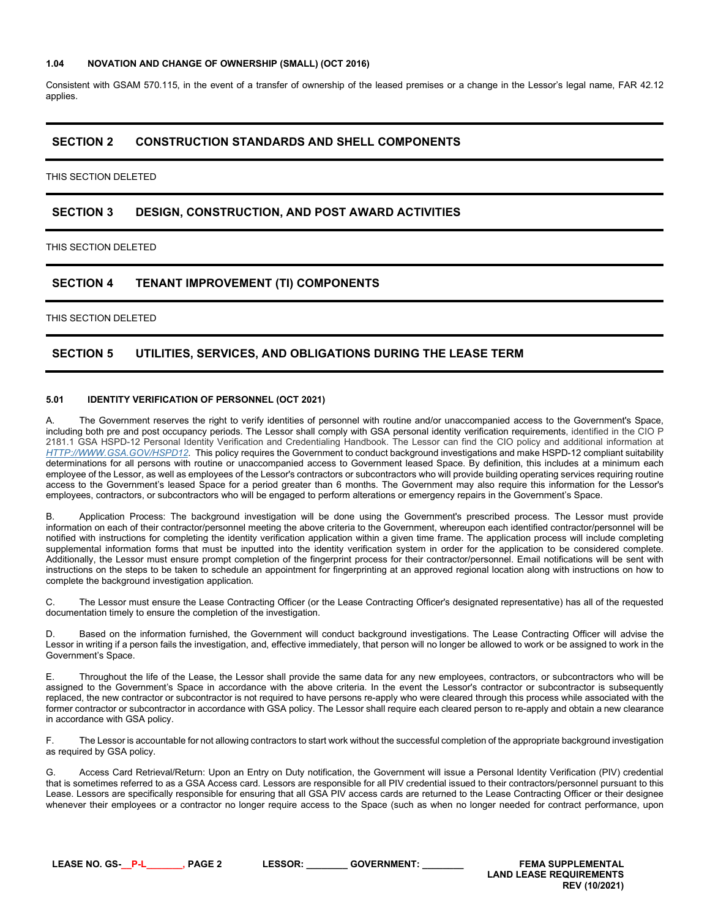#### 1.04 NOVATION AND CHANGE OF OWNERSHIP (SMALL) (OCT 2016)

Consistent with GSAM 570.115, in the event of a transfer of ownership of the leased premises or a change in the Lessor's legal name, FAR 42.12 applies.

## SECTION 2 CONSTRUCTION STANDARDS AND SHELL COMPONENTS

THIS SECTION DELETED

## SECTION 3 DESIGN, CONSTRUCTION, AND POST AWARD ACTIVITIES

THIS SECTION DELETED

## SECTION 4 TENANT IMPROVEMENT (TI) COMPONENTS

THIS SECTION DELETED

## SECTION 5 UTILITIES, SERVICES, AND OBLIGATIONS DURING THE LEASE TERM

#### 5.01 IDENTITY VERIFICATION OF PERSONNEL (OCT 2021)

A. The Government reserves the right to verify identities of personnel with routine and/or unaccompanied access to the Government's Space, including both pre and post occupancy periods. The Lessor shall comply with GSA personal identity verification requirements, identified in the CIO P 2181.1 GSA HSPD-12 Personal Identity Verification and Credentialing Handbook. The Lessor can find the CIO policy and additional information at *HTTP://WWW.GSA.GOV/HSPD12*. This policy requires the Government to conduct background investigations and make HSPD-12 compliant suitability determinations for all persons with routine or unaccompanied access to Government leased Space. By definition, this includes at a minimum each employee of the Lessor, as well as employees of the Lessor's contractors or subcontractors who will provide building operating services requiring routine access to the Government's leased Space for a period greater than 6 months. The Government may also require this information for the Lessor's employees, contractors, or subcontractors who will be engaged to perform alterations or emergency repairs in the Government's Space.

B. Application Process: The background investigation will be done using the Government's prescribed process. The Lessor must provide information on each of their contractor/personnel meeting the above criteria to the Government, whereupon each identified contractor/personnel will be notified with instructions for completing the identity verification application within a given time frame. The application process will include completing supplemental information forms that must be inputted into the identity verification system in order for the application to be considered complete. Additionally, the Lessor must ensure prompt completion of the fingerprint process for their contractor/personnel. Email notifications will be sent with instructions on the steps to be taken to schedule an appointment for fingerprinting at an approved regional location along with instructions on how to complete the background investigation application.

C. The Lessor must ensure the Lease Contracting Officer (or the Lease Contracting Officer's designated representative) has all of the requested documentation timely to ensure the completion of the investigation.

D. Based on the information furnished, the Government will conduct background investigations. The Lease Contracting Officer will advise the Lessor in writing if a person fails the investigation, and, effective immediately, that person will no longer be allowed to work or be assigned to work in the Government's Space.

E. Throughout the life of the Lease, the Lessor shall provide the same data for any new employees, contractors, or subcontractors who will be assigned to the Government's Space in accordance with the above criteria. In the event the Lessor's contractor or subcontractor is subsequently replaced, the new contractor or subcontractor is not required to have persons re-apply who were cleared through this process while associated with the former contractor or subcontractor in accordance with GSA policy. The Lessor shall require each cleared person to re-apply and obtain a new clearance in accordance with GSA policy.

F. The Lessor is accountable for not allowing contractors to start work without the successful completion of the appropriate background investigation as required by GSA policy.

G. Access Card Retrieval/Return: Upon an Entry on Duty notification, the Government will issue a Personal Identity Verification (PIV) credential that is sometimes referred to as a GSA Access card. Lessors are responsible for all PIV credential issued to their contractors/personnel pursuant to this Lease. Lessors are specifically responsible for ensuring that all GSA PIV access cards are returned to the Lease Contracting Officer or their designee whenever their employees or a contractor no longer require access to the Space (such as when no longer needed for contract performance, upon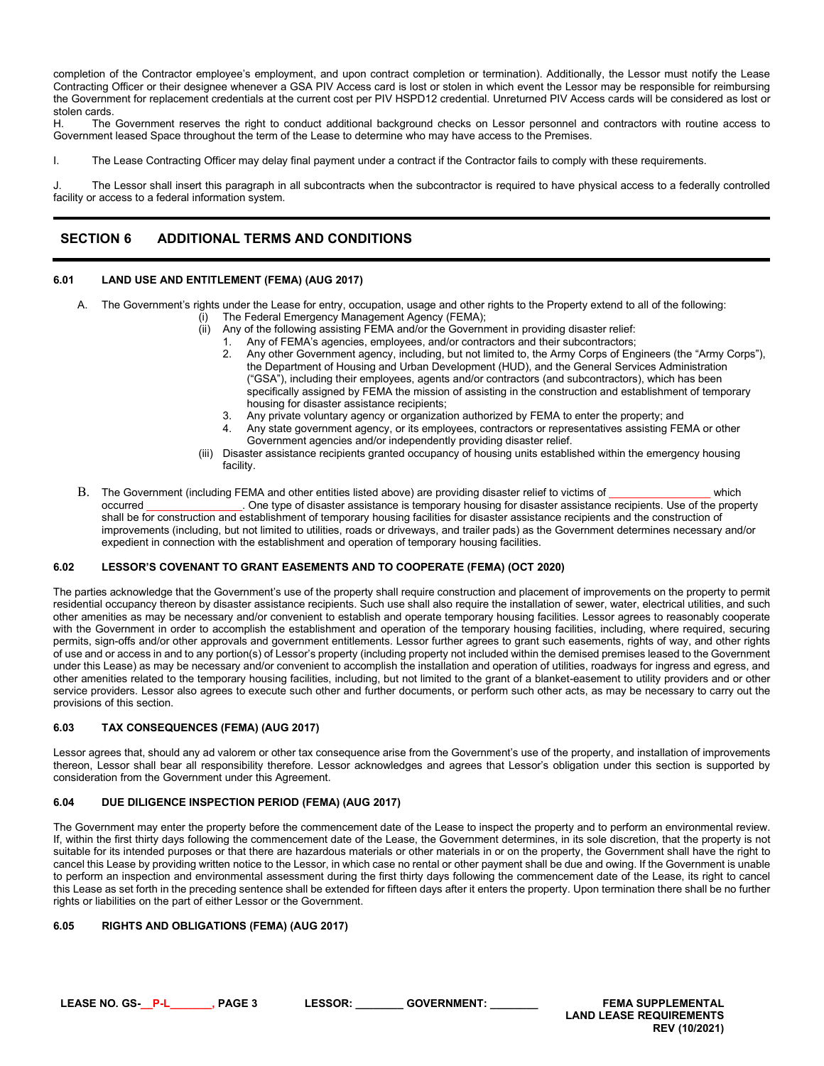completion of the Contractor employee's employment, and upon contract completion or termination). Additionally, the Lessor must notify the Lease Contracting Officer or their designee whenever a GSA PIV Access card is lost or stolen in which event the Lessor may be responsible for reimbursing the Government for replacement credentials at the current cost per PIV HSPD12 credential. Unreturned PIV Access cards will be considered as lost or stolen cards.

H. The Government reserves the right to conduct additional background checks on Lessor personnel and contractors with routine access to Government leased Space throughout the term of the Lease to determine who may have access to the Premises.

I. The Lease Contracting Officer may delay final payment under a contract if the Contractor fails to comply with these requirements.

J. The Lessor shall insert this paragraph in all subcontracts when the subcontractor is required to have physical access to a federally controlled facility or access to a federal information system.

## SECTION 6 ADDITIONAL TERMS AND CONDITIONS

### 6.01 LAND USE AND ENTITLEMENT (FEMA) (AUG 2017)

A. The Government's rights under the Lease for entry, occupation, usage and other rights to the Property extend to all of the following:
   - (i) The Federal Emergency Management Agency (FEMA);
   - (ii) Any of the following assisting FEMA and/or the Government in providing disaster relief:
     1. Any of FEMA's agencies, employees, and/or contractors and their subcontractors;
     2. Any other Government agency, including, but not limited to, the Army Corps of Engineers (the "Army Corps"), the Department of Housing and Urban Development (HUD), and the General Services Administration ("GSA"), including their employees, agents and/or contractors (and subcontractors), which has been specifically assigned by FEMA the mission of assisting in the construction and establishment of temporary housing for disaster assistance recipients;
     3. Any private voluntary agency or organization authorized by FEMA to enter the property; and
     4. Any state government agency, or its employees, contractors or representatives assisting FEMA or other Government agencies and/or independently providing disaster relief.
   - (iii) Disaster assistance recipients granted occupancy of housing units established within the emergency housing facility.

B. The Government (including FEMA and other entities listed above) are providing disaster relief to victims of ________________ which occurred ________________. One type of disaster assistance is temporary housing for disaster assistance recipients. Use of the property shall be for construction and establishment of temporary housing facilities for disaster assistance recipients and the construction of improvements (including, but not limited to utilities, roads or driveways, and trailer pads) as the Government determines necessary and/or expedient in connection with the establishment and operation of temporary housing facilities.

### 6.02 LESSOR'S COVENANT TO GRANT EASEMENTS AND TO COOPERATE (FEMA) (OCT 2020)

The parties acknowledge that the Government's use of the property shall require construction and placement of improvements on the property to permit residential occupancy thereon by disaster assistance recipients. Such use shall also require the installation of sewer, water, electrical utilities, and such other amenities as may be necessary and/or convenient to establish and operate temporary housing facilities. Lessor agrees to reasonably cooperate with the Government in order to accomplish the establishment and operation of the temporary housing facilities, including, where required, securing permits, sign-offs and/or other approvals and government entitlements. Lessor further agrees to grant such easements, rights of way, and other rights of use and or access in and to any portion(s) of Lessor's property (including property not included within the demised premises leased to the Government under this Lease) as may be necessary and/or convenient to accomplish the installation and operation of utilities, roadways for ingress and egress, and other amenities related to the temporary housing facilities, including, but not limited to the grant of a blanket-easement to utility providers and or other service providers. Lessor also agrees to execute such other and further documents, or perform such other acts, as may be necessary to carry out the provisions of this section.

### 6.03 TAX CONSEQUENCES (FEMA) (AUG 2017)

Lessor agrees that, should any ad valorem or other tax consequence arise from the Government's use of the property, and installation of improvements thereon, Lessor shall bear all responsibility therefore. Lessor acknowledges and agrees that Lessor's obligation under this section is supported by consideration from the Government under this Agreement.

### 6.04 DUE DILIGENCE INSPECTION PERIOD (FEMA) (AUG 2017)

The Government may enter the property before the commencement date of the Lease to inspect the property and to perform an environmental review. If, within the first thirty days following the commencement date of the Lease, the Government determines, in its sole discretion, that the property is not suitable for its intended purposes or that there are hazardous materials or other materials in or on the property, the Government shall have the right to cancel this Lease by providing written notice to the Lessor, in which case no rental or other payment shall be due and owing. If the Government is unable to perform an inspection and environmental assessment during the first thirty days following the commencement date of the Lease, its right to cancel this Lease as set forth in the preceding sentence shall be extended for fifteen days after it enters the property. Upon termination there shall be no further rights or liabilities on the part of either Lessor or the Government.

### 6.05 RIGHTS AND OBLIGATIONS (FEMA) (AUG 2017)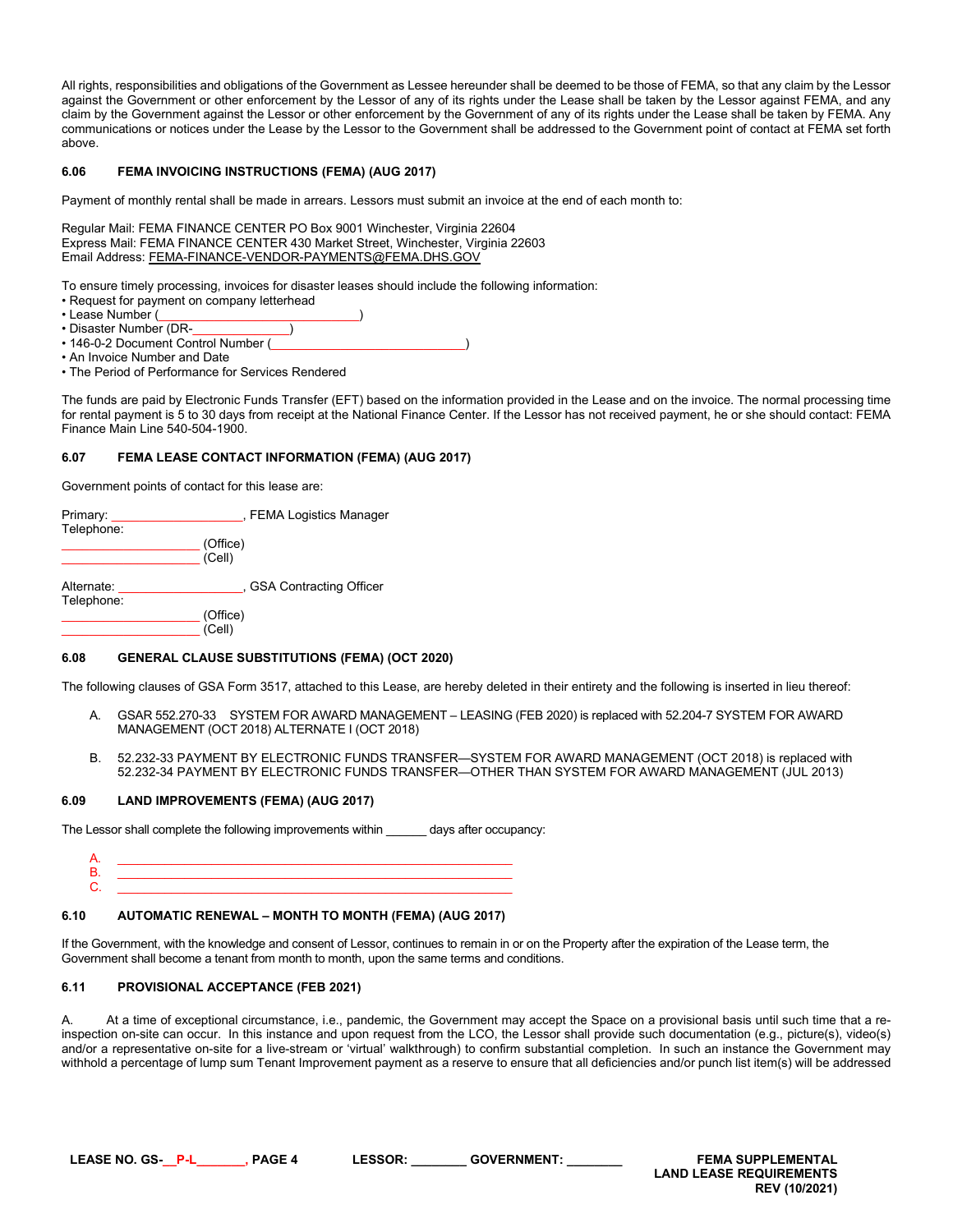All rights, responsibilities and obligations of the Government as Lessee hereunder shall be deemed to be those of FEMA, so that any claim by the Lessor against the Government or other enforcement by the Lessor of any of its rights under the Lease shall be taken by the Lessor against FEMA, and any claim by the Government against the Lessor or other enforcement by the Government of any of its rights under the Lease shall be taken by FEMA. Any communications or notices under the Lease by the Lessor to the Government shall be addressed to the Government point of contact at FEMA set forth above.

### 6.06 FEMA INVOICING INSTRUCTIONS (FEMA) (AUG 2017)

Payment of monthly rental shall be made in arrears. Lessors must submit an invoice at the end of each month to:

Regular Mail: FEMA FINANCE CENTER PO Box 9001 Winchester, Virginia 22604
Express Mail: FEMA FINANCE CENTER 430 Market Street, Winchester, Virginia 22603
Email Address: FEMA-FINANCE-VENDOR-PAYMENTS@FEMA.DHS.GOV

To ensure timely processing, invoices for disaster leases should include the following information:

- Request for payment on company letterhead
- Lease Number (______________________________)
- Disaster Number (DR-_______________)
- 146-0-2 Document Control Number (_____________________________)
- An Invoice Number and Date
- The Period of Performance for Services Rendered

The funds are paid by Electronic Funds Transfer (EFT) based on the information provided in the Lease and on the invoice. The normal processing time for rental payment is 5 to 30 days from receipt at the National Finance Center. If the Lessor has not received payment, he or she should contact: FEMA Finance Main Line 540-504-1900.

### 6.07 FEMA LEASE CONTACT INFORMATION (FEMA) (AUG 2017)

Government points of contact for this lease are:

Primary: ____________________, FEMA Logistics Manager
Telephone:
____________________ (Office)
____________________ (Cell)

Alternate: ___________________, GSA Contracting Officer
Telephone:
____________________ (Office)
____________________ (Cell)

### 6.08 GENERAL CLAUSE SUBSTITUTIONS (FEMA) (OCT 2020)

The following clauses of GSA Form 3517, attached to this Lease, are hereby deleted in their entirety and the following is inserted in lieu thereof:

A. GSAR 552.270-33 SYSTEM FOR AWARD MANAGEMENT – LEASING (FEB 2020) is replaced with 52.204-7 SYSTEM FOR AWARD MANAGEMENT (OCT 2018) ALTERNATE I (OCT 2018)

B. 52.232-33 PAYMENT BY ELECTRONIC FUNDS TRANSFER—SYSTEM FOR AWARD MANAGEMENT (OCT 2018) is replaced with 52.232-34 PAYMENT BY ELECTRONIC FUNDS TRANSFER—OTHER THAN SYSTEM FOR AWARD MANAGEMENT (JUL 2013)

### 6.09 LAND IMPROVEMENTS (FEMA) (AUG 2017)

The Lessor shall complete the following improvements within ______ days after occupancy:

A. ____________________________________________________________
B. ____________________________________________________________
C. ____________________________________________________________

### 6.10 AUTOMATIC RENEWAL – MONTH TO MONTH (FEMA) (AUG 2017)

If the Government, with the knowledge and consent of Lessor, continues to remain in or on the Property after the expiration of the Lease term, the Government shall become a tenant from month to month, upon the same terms and conditions.

### 6.11 PROVISIONAL ACCEPTANCE (FEB 2021)

A. At a time of exceptional circumstance, i.e., pandemic, the Government may accept the Space on a provisional basis until such time that a re-inspection on-site can occur. In this instance and upon request from the LCO, the Lessor shall provide such documentation (e.g., picture(s), video(s) and/or a representative on-site for a live-stream or 'virtual' walkthrough) to confirm substantial completion. In such an instance the Government may withhold a percentage of lump sum Tenant Improvement payment as a reserve to ensure that all deficiencies and/or punch list item(s) will be addressed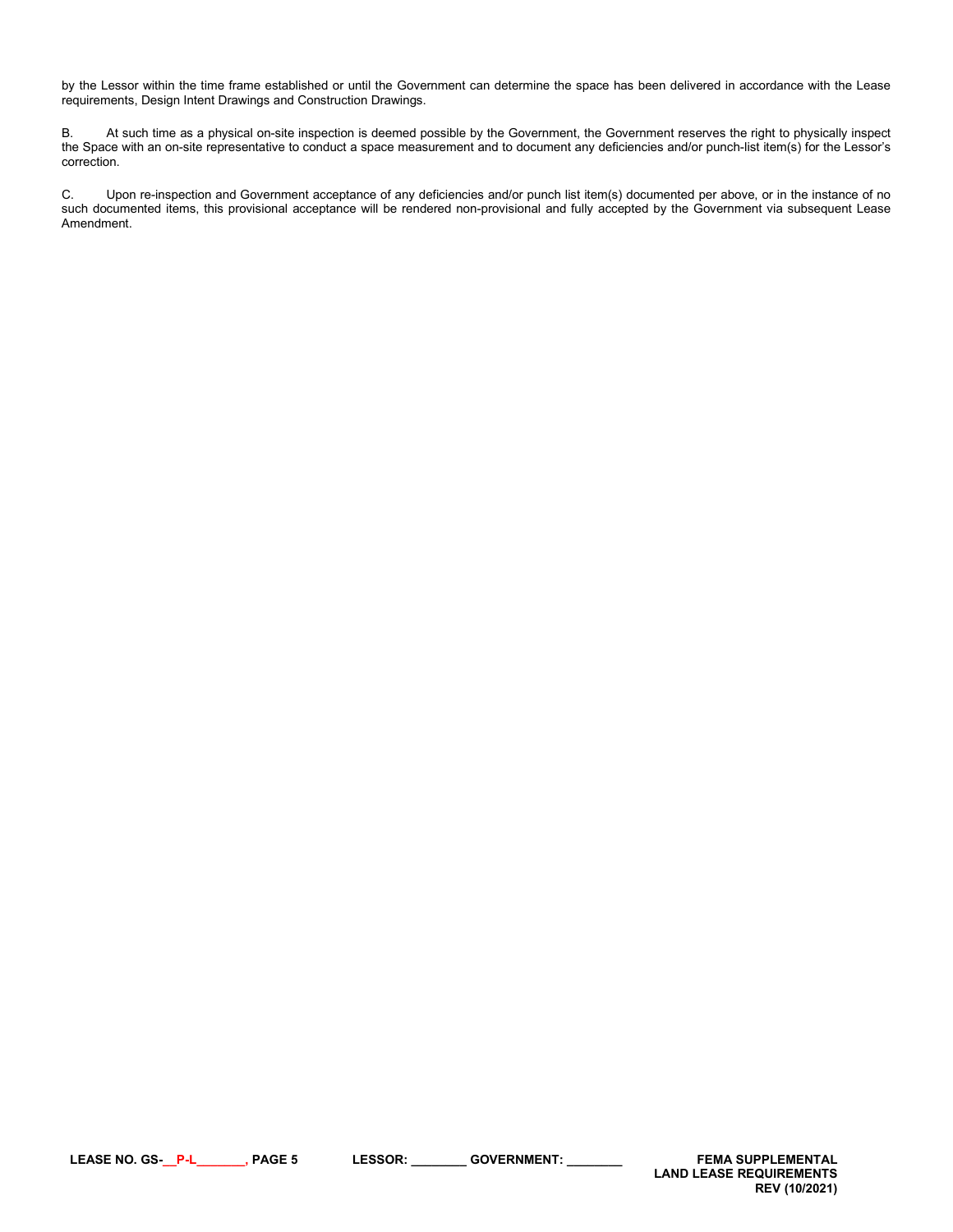by the Lessor within the time frame established or until the Government can determine the space has been delivered in accordance with the Lease requirements, Design Intent Drawings and Construction Drawings.

B. At such time as a physical on-site inspection is deemed possible by the Government, the Government reserves the right to physically inspect the Space with an on-site representative to conduct a space measurement and to document any deficiencies and/or punch-list item(s) for the Lessor's correction.

C. Upon re-inspection and Government acceptance of any deficiencies and/or punch list item(s) documented per above, or in the instance of no such documented items, this provisional acceptance will be rendered non-provisional and fully accepted by the Government via subsequent Lease Amendment.